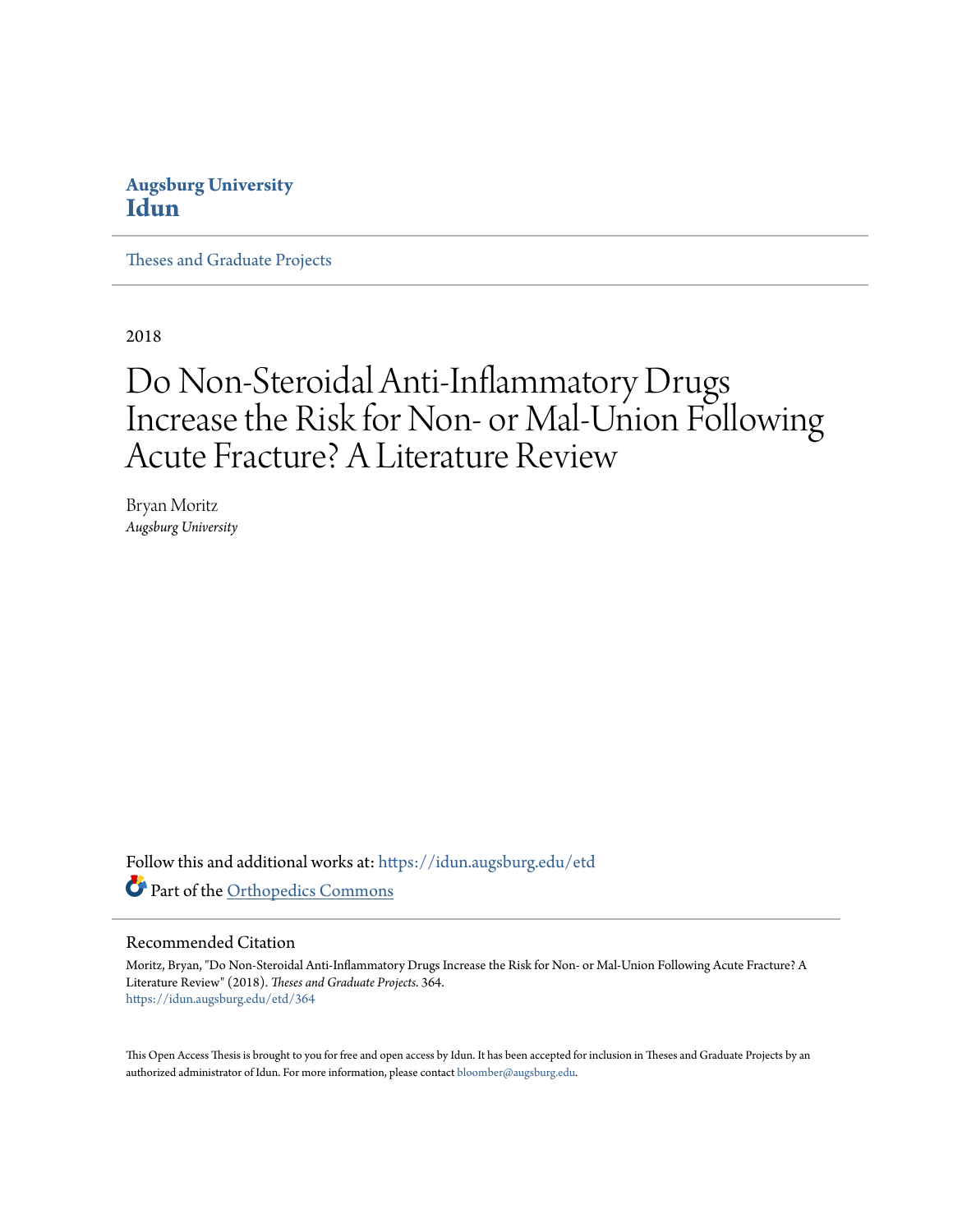**Augsburg University**
**Idun**

Theses and Graduate Projects

2018

# Do Non-Steroidal Anti-Inflammatory Drugs Increase the Risk for Non- or Mal-Union Following Acute Fracture? A Literature Review

Bryan Moritz
*Augsburg University*

Follow this and additional works at: https://idun.augsburg.edu/etd

Part of the Orthopedics Commons

## Recommended Citation

Moritz, Bryan, "Do Non-Steroidal Anti-Inflammatory Drugs Increase the Risk for Non- or Mal-Union Following Acute Fracture? A Literature Review" (2018). *Theses and Graduate Projects*. 364.
https://idun.augsburg.edu/etd/364

This Open Access Thesis is brought to you for free and open access by Idun. It has been accepted for inclusion in Theses and Graduate Projects by an authorized administrator of Idun. For more information, please contact bloomber@augsburg.edu.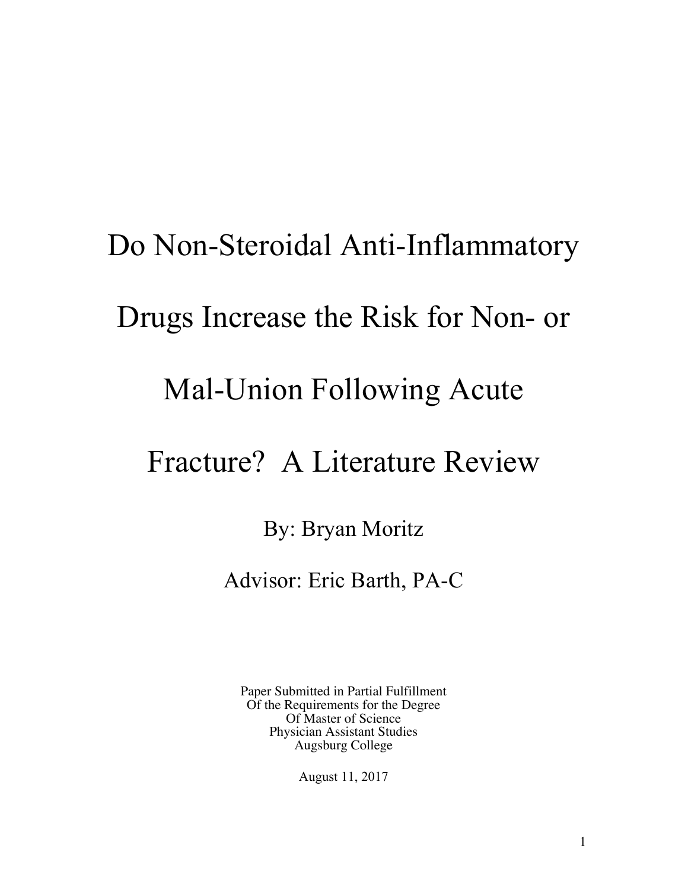# Do Non-Steroidal Anti-Inflammatory Drugs Increase the Risk for Non- or Mal-Union Following Acute Fracture? A Literature Review

By: Bryan Moritz

Advisor: Eric Barth, PA-C

Paper Submitted in Partial Fulfillment
Of the Requirements for the Degree
Of Master of Science
Physician Assistant Studies
Augsburg College

August 11, 2017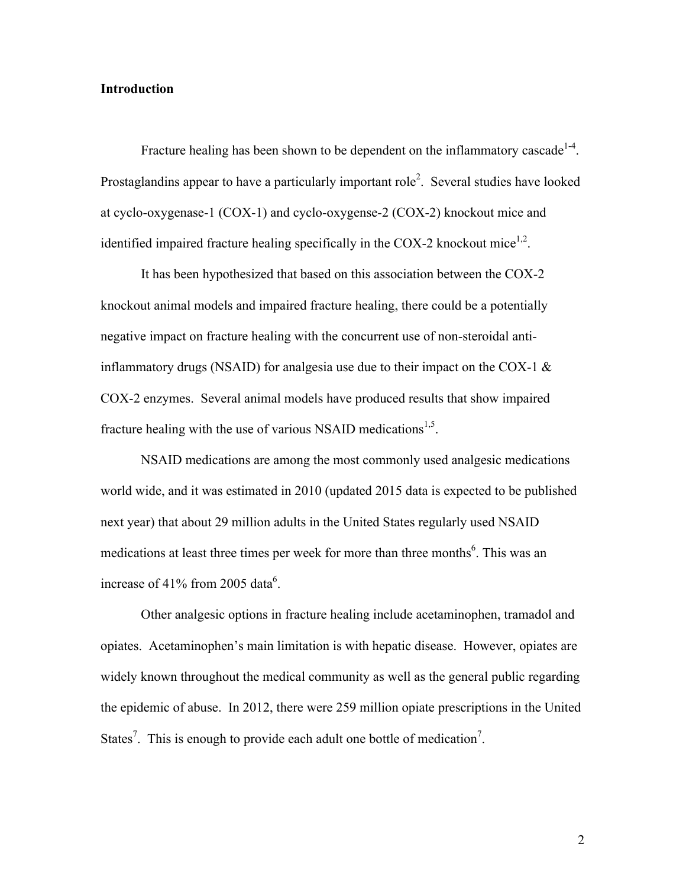## Introduction

Fracture healing has been shown to be dependent on the inflammatory cascade[1-4]. Prostaglandins appear to have a particularly important role[2]. Several studies have looked at cyclo-oxygenase-1 (COX-1) and cyclo-oxygense-2 (COX-2) knockout mice and identified impaired fracture healing specifically in the COX-2 knockout mice[1,2].

It has been hypothesized that based on this association between the COX-2 knockout animal models and impaired fracture healing, there could be a potentially negative impact on fracture healing with the concurrent use of non-steroidal anti-inflammatory drugs (NSAID) for analgesia use due to their impact on the COX-1 & COX-2 enzymes. Several animal models have produced results that show impaired fracture healing with the use of various NSAID medications[1,5].

NSAID medications are among the most commonly used analgesic medications world wide, and it was estimated in 2010 (updated 2015 data is expected to be published next year) that about 29 million adults in the United States regularly used NSAID medications at least three times per week for more than three months[6]. This was an increase of 41% from 2005 data[6].

Other analgesic options in fracture healing include acetaminophen, tramadol and opiates. Acetaminophen's main limitation is with hepatic disease. However, opiates are widely known throughout the medical community as well as the general public regarding the epidemic of abuse. In 2012, there were 259 million opiate prescriptions in the United States[7]. This is enough to provide each adult one bottle of medication[7].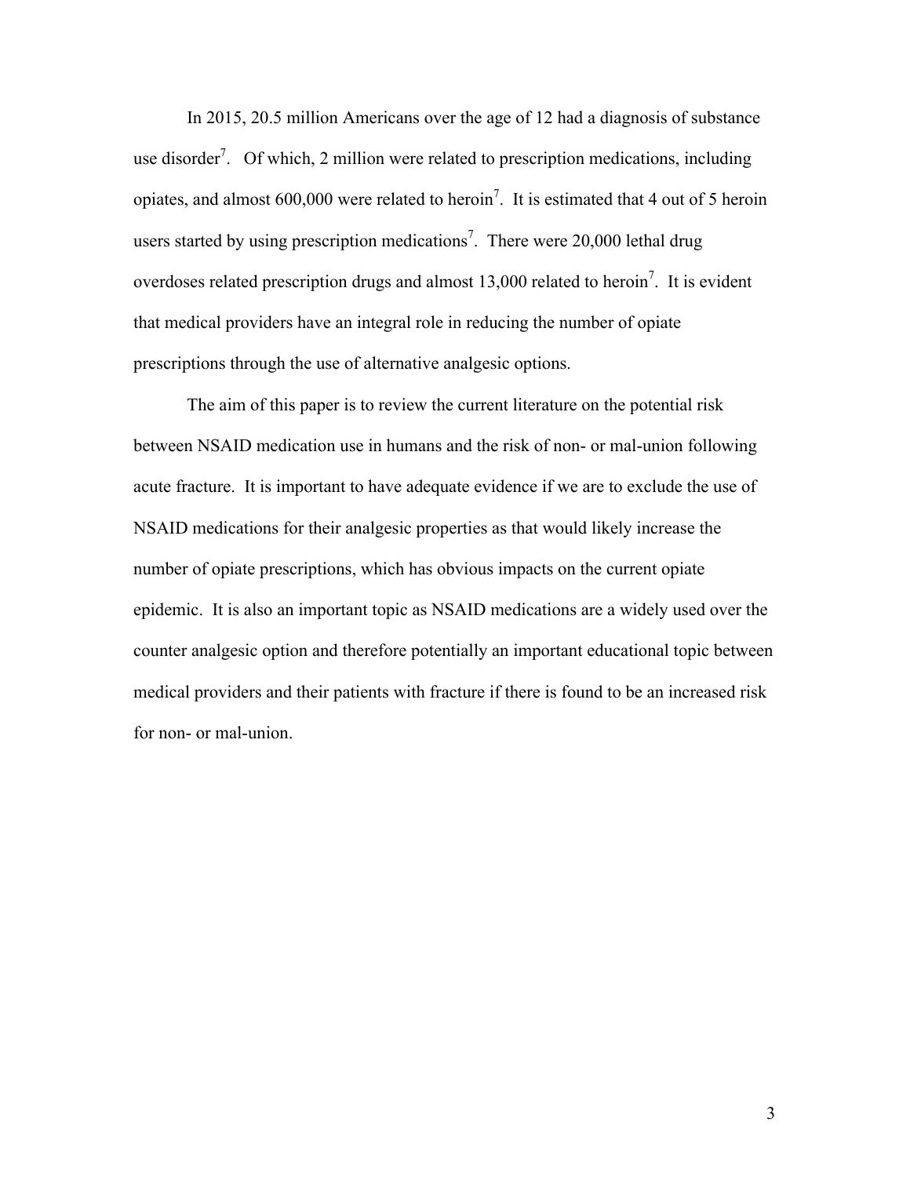In 2015, 20.5 million Americans over the age of 12 had a diagnosis of substance use disorder[7]. Of which, 2 million were related to prescription medications, including opiates, and almost 600,000 were related to heroin[7]. It is estimated that 4 out of 5 heroin users started by using prescription medications[7]. There were 20,000 lethal drug overdoses related prescription drugs and almost 13,000 related to heroin[7]. It is evident that medical providers have an integral role in reducing the number of opiate prescriptions through the use of alternative analgesic options.

The aim of this paper is to review the current literature on the potential risk between NSAID medication use in humans and the risk of non- or mal-union following acute fracture. It is important to have adequate evidence if we are to exclude the use of NSAID medications for their analgesic properties as that would likely increase the number of opiate prescriptions, which has obvious impacts on the current opiate epidemic. It is also an important topic as NSAID medications are a widely used over the counter analgesic option and therefore potentially an important educational topic between medical providers and their patients with fracture if there is found to be an increased risk for non- or mal-union.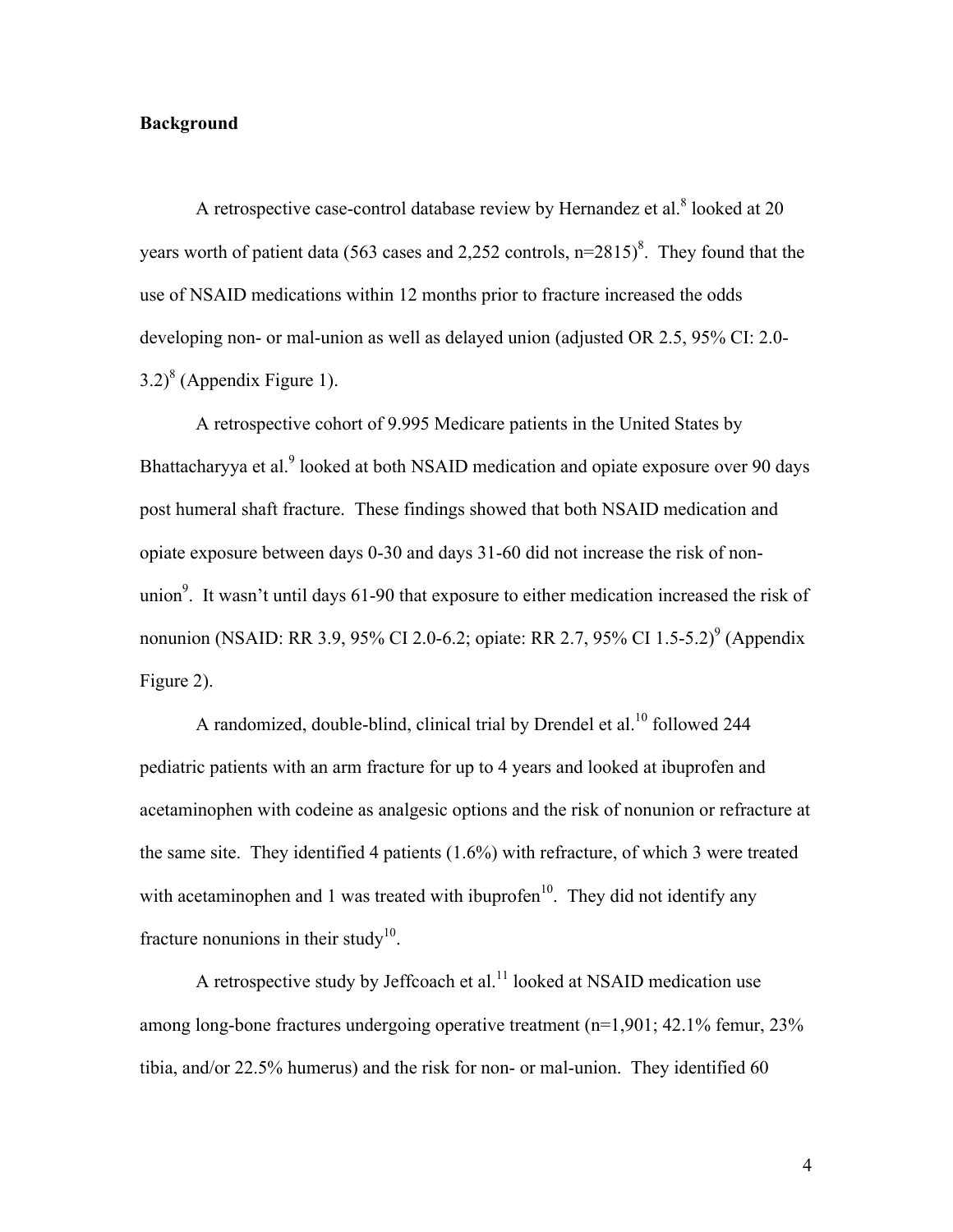**Background**

A retrospective case-control database review by Hernandez et al.[8] looked at 20 years worth of patient data (563 cases and 2,252 controls, n=2815)[8]. They found that the use of NSAID medications within 12 months prior to fracture increased the odds developing non- or mal-union as well as delayed union (adjusted OR 2.5, 95% CI: 2.0-3.2)[8] (Appendix Figure 1).

A retrospective cohort of 9.995 Medicare patients in the United States by Bhattacharyya et al.[9] looked at both NSAID medication and opiate exposure over 90 days post humeral shaft fracture. These findings showed that both NSAID medication and opiate exposure between days 0-30 and days 31-60 did not increase the risk of non-union[9]. It wasn't until days 61-90 that exposure to either medication increased the risk of nonunion (NSAID: RR 3.9, 95% CI 2.0-6.2; opiate: RR 2.7, 95% CI 1.5-5.2)[9] (Appendix Figure 2).

A randomized, double-blind, clinical trial by Drendel et al.[10] followed 244 pediatric patients with an arm fracture for up to 4 years and looked at ibuprofen and acetaminophen with codeine as analgesic options and the risk of nonunion or refracture at the same site. They identified 4 patients (1.6%) with refracture, of which 3 were treated with acetaminophen and 1 was treated with ibuprofen[10]. They did not identify any fracture nonunions in their study[10].

A retrospective study by Jeffcoach et al.[11] looked at NSAID medication use among long-bone fractures undergoing operative treatment (n=1,901; 42.1% femur, 23% tibia, and/or 22.5% humerus) and the risk for non- or mal-union. They identified 60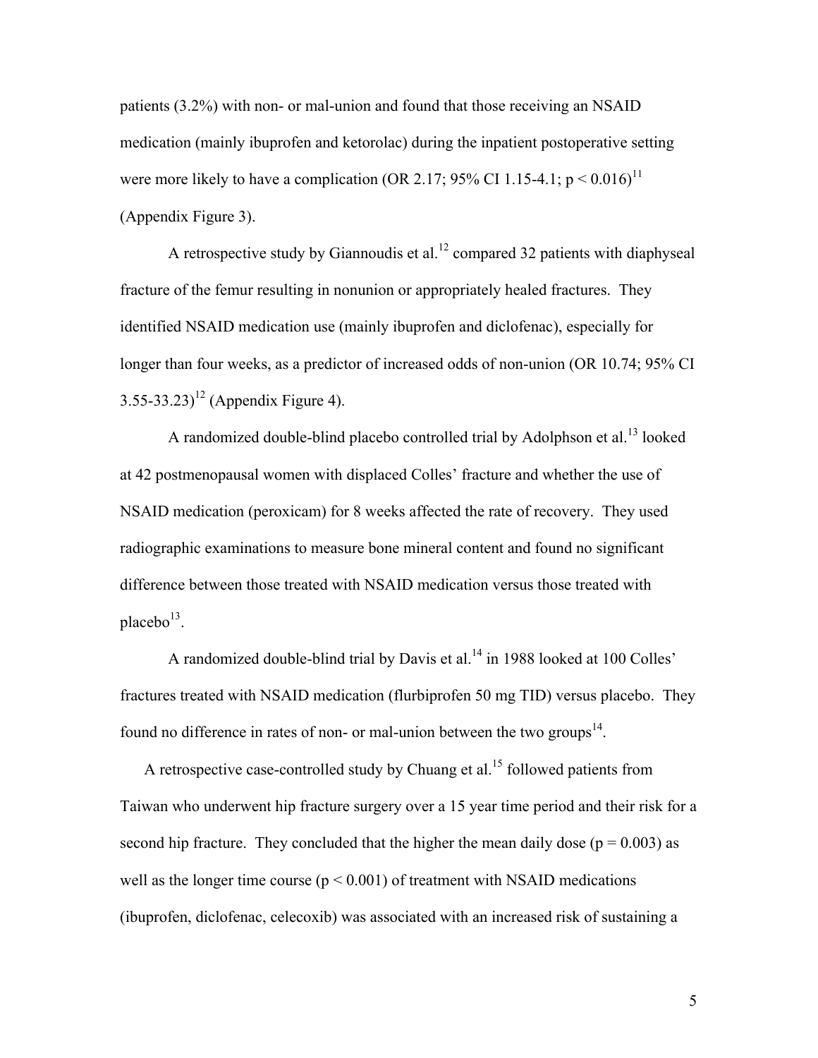patients (3.2%) with non- or mal-union and found that those receiving an NSAID medication (mainly ibuprofen and ketorolac) during the inpatient postoperative setting were more likely to have a complication (OR 2.17; 95% CI 1.15-4.1; $p < 0.016$)[11] (Appendix Figure 3).

A retrospective study by Giannoudis et al.[12] compared 32 patients with diaphyseal fracture of the femur resulting in nonunion or appropriately healed fractures. They identified NSAID medication use (mainly ibuprofen and diclofenac), especially for longer than four weeks, as a predictor of increased odds of non-union (OR 10.74; 95% CI 3.55-33.23)[12] (Appendix Figure 4).

A randomized double-blind placebo controlled trial by Adolphson et al.[13] looked at 42 postmenopausal women with displaced Colles' fracture and whether the use of NSAID medication (peroxicam) for 8 weeks affected the rate of recovery. They used radiographic examinations to measure bone mineral content and found no significant difference between those treated with NSAID medication versus those treated with placebo[13].

A randomized double-blind trial by Davis et al.[14] in 1988 looked at 100 Colles' fractures treated with NSAID medication (flurbiprofen 50 mg TID) versus placebo. They found no difference in rates of non- or mal-union between the two groups[14].

A retrospective case-controlled study by Chuang et al.[15] followed patients from Taiwan who underwent hip fracture surgery over a 15 year time period and their risk for a second hip fracture. They concluded that the higher the mean daily dose ($p = 0.003$) as well as the longer time course ($p < 0.001$) of treatment with NSAID medications (ibuprofen, diclofenac, celecoxib) was associated with an increased risk of sustaining a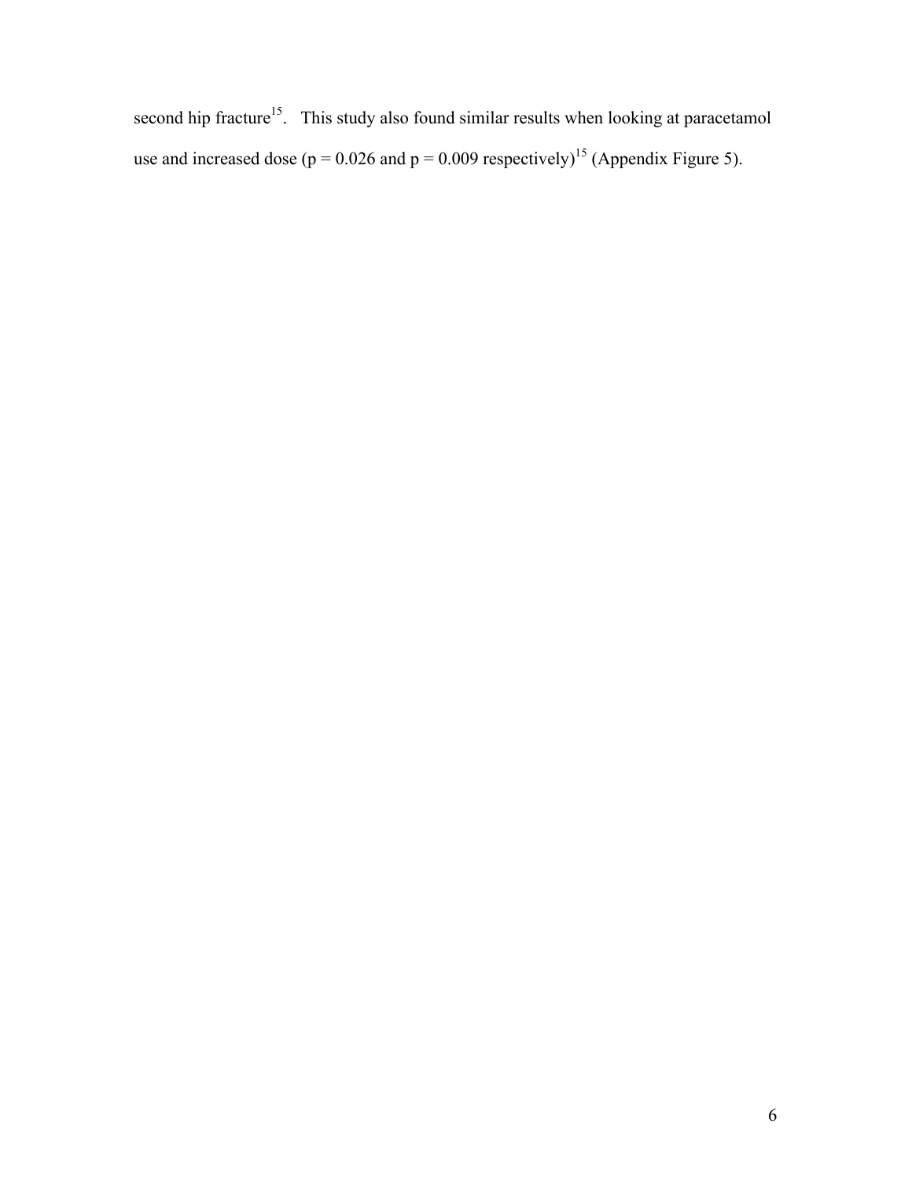second hip fracture[15]. This study also found similar results when looking at paracetamol use and increased dose ($p = 0.026$ and $p = 0.009$ respectively)[15] (Appendix Figure 5).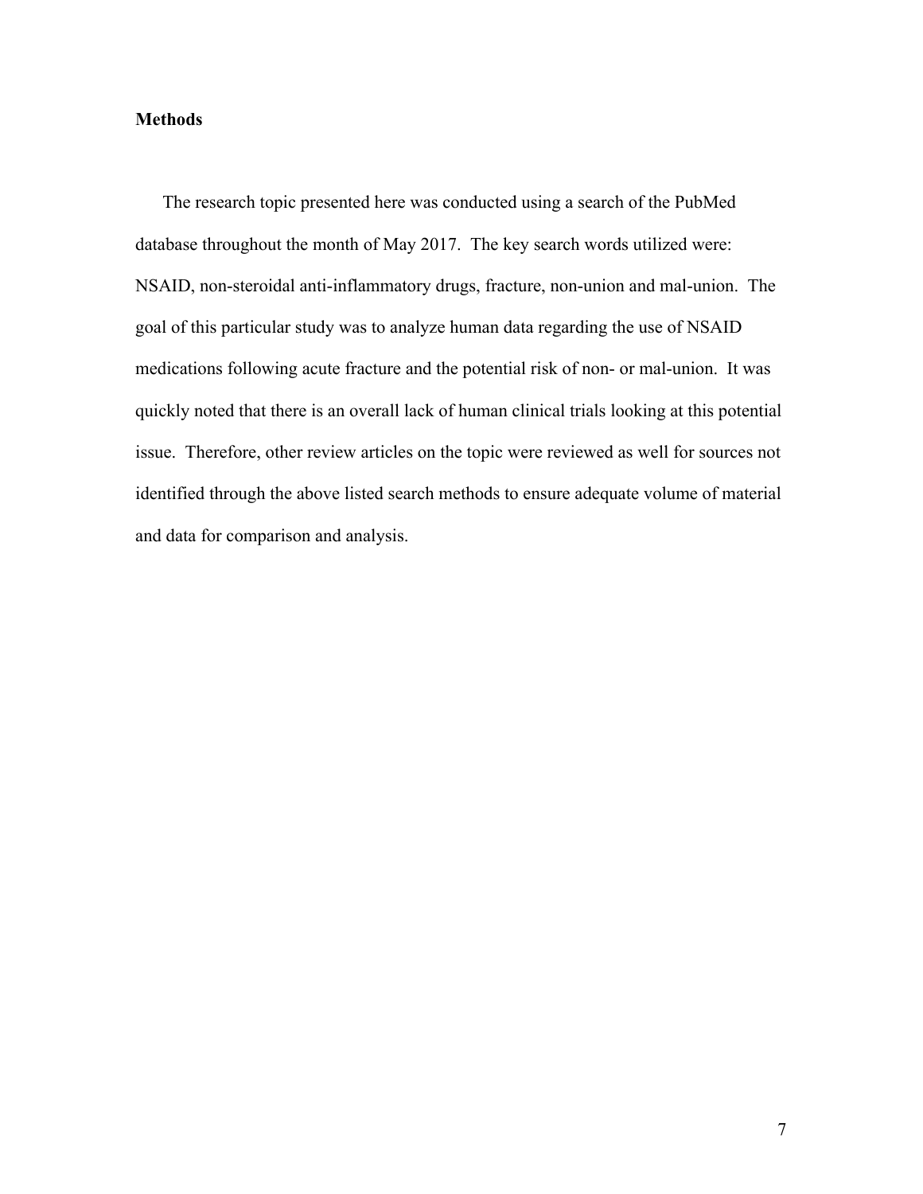## Methods

The research topic presented here was conducted using a search of the PubMed database throughout the month of May 2017. The key search words utilized were: NSAID, non-steroidal anti-inflammatory drugs, fracture, non-union and mal-union. The goal of this particular study was to analyze human data regarding the use of NSAID medications following acute fracture and the potential risk of non- or mal-union. It was quickly noted that there is an overall lack of human clinical trials looking at this potential issue. Therefore, other review articles on the topic were reviewed as well for sources not identified through the above listed search methods to ensure adequate volume of material and data for comparison and analysis.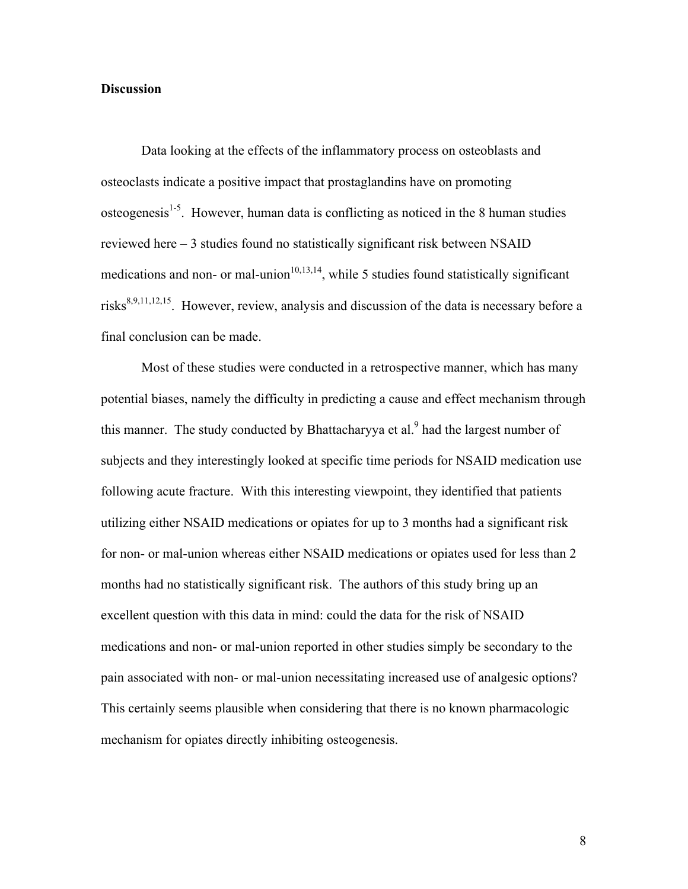## Discussion

Data looking at the effects of the inflammatory process on osteoblasts and osteoclasts indicate a positive impact that prostaglandins have on promoting osteogenesis[1-5]. However, human data is conflicting as noticed in the 8 human studies reviewed here – 3 studies found no statistically significant risk between NSAID medications and non- or mal-union[10,13,14], while 5 studies found statistically significant risks[8,9,11,12,15]. However, review, analysis and discussion of the data is necessary before a final conclusion can be made.

Most of these studies were conducted in a retrospective manner, which has many potential biases, namely the difficulty in predicting a cause and effect mechanism through this manner. The study conducted by Bhattacharyya et al.[9] had the largest number of subjects and they interestingly looked at specific time periods for NSAID medication use following acute fracture. With this interesting viewpoint, they identified that patients utilizing either NSAID medications or opiates for up to 3 months had a significant risk for non- or mal-union whereas either NSAID medications or opiates used for less than 2 months had no statistically significant risk. The authors of this study bring up an excellent question with this data in mind: could the data for the risk of NSAID medications and non- or mal-union reported in other studies simply be secondary to the pain associated with non- or mal-union necessitating increased use of analgesic options? This certainly seems plausible when considering that there is no known pharmacologic mechanism for opiates directly inhibiting osteogenesis.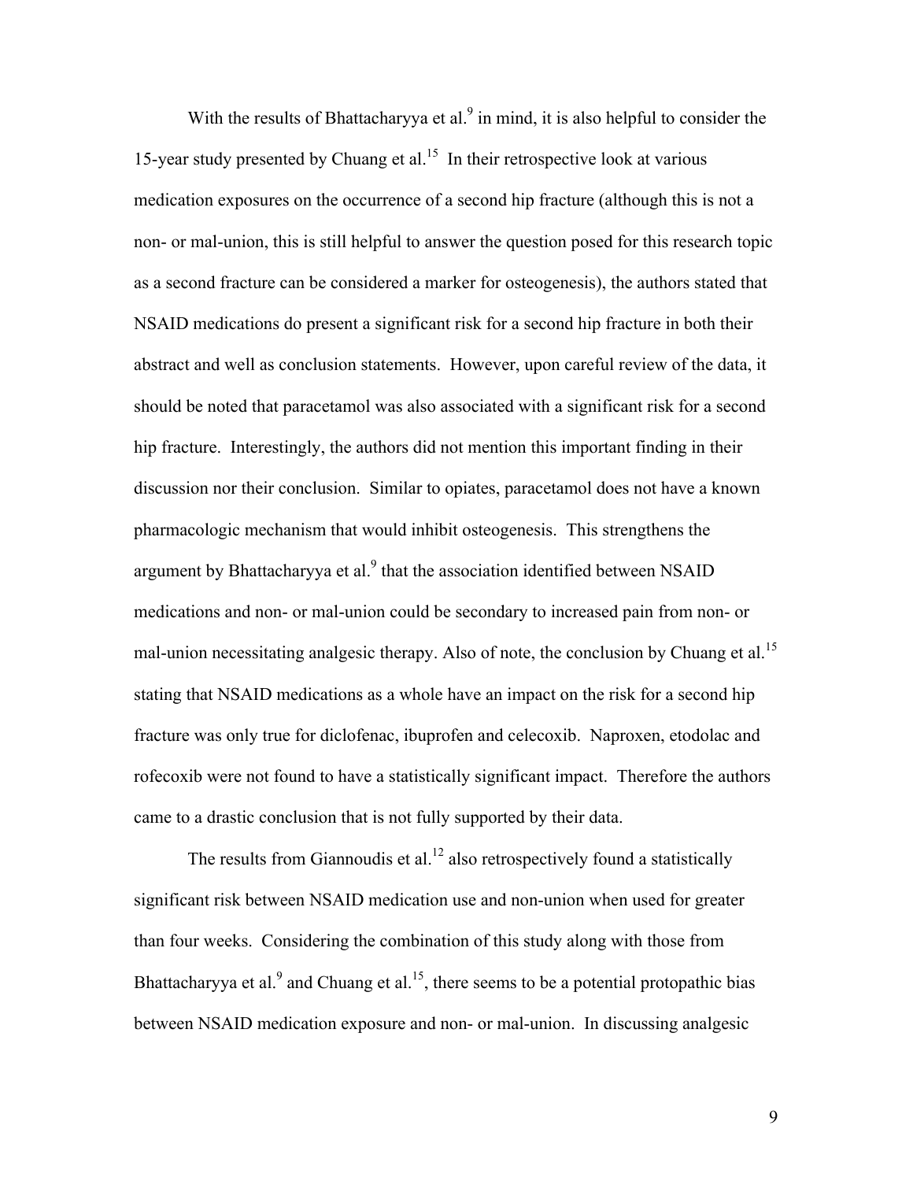With the results of Bhattacharyya et al.[9] in mind, it is also helpful to consider the 15-year study presented by Chuang et al.[15] In their retrospective look at various medication exposures on the occurrence of a second hip fracture (although this is not a non- or mal-union, this is still helpful to answer the question posed for this research topic as a second fracture can be considered a marker for osteogenesis), the authors stated that NSAID medications do present a significant risk for a second hip fracture in both their abstract and well as conclusion statements. However, upon careful review of the data, it should be noted that paracetamol was also associated with a significant risk for a second hip fracture. Interestingly, the authors did not mention this important finding in their discussion nor their conclusion. Similar to opiates, paracetamol does not have a known pharmacologic mechanism that would inhibit osteogenesis. This strengthens the argument by Bhattacharyya et al.[9] that the association identified between NSAID medications and non- or mal-union could be secondary to increased pain from non- or mal-union necessitating analgesic therapy. Also of note, the conclusion by Chuang et al.[15] stating that NSAID medications as a whole have an impact on the risk for a second hip fracture was only true for diclofenac, ibuprofen and celecoxib. Naproxen, etodolac and rofecoxib were not found to have a statistically significant impact. Therefore the authors came to a drastic conclusion that is not fully supported by their data.

The results from Giannoudis et al.[12] also retrospectively found a statistically significant risk between NSAID medication use and non-union when used for greater than four weeks. Considering the combination of this study along with those from Bhattacharyya et al.[9] and Chuang et al.[15], there seems to be a potential protopathic bias between NSAID medication exposure and non- or mal-union. In discussing analgesic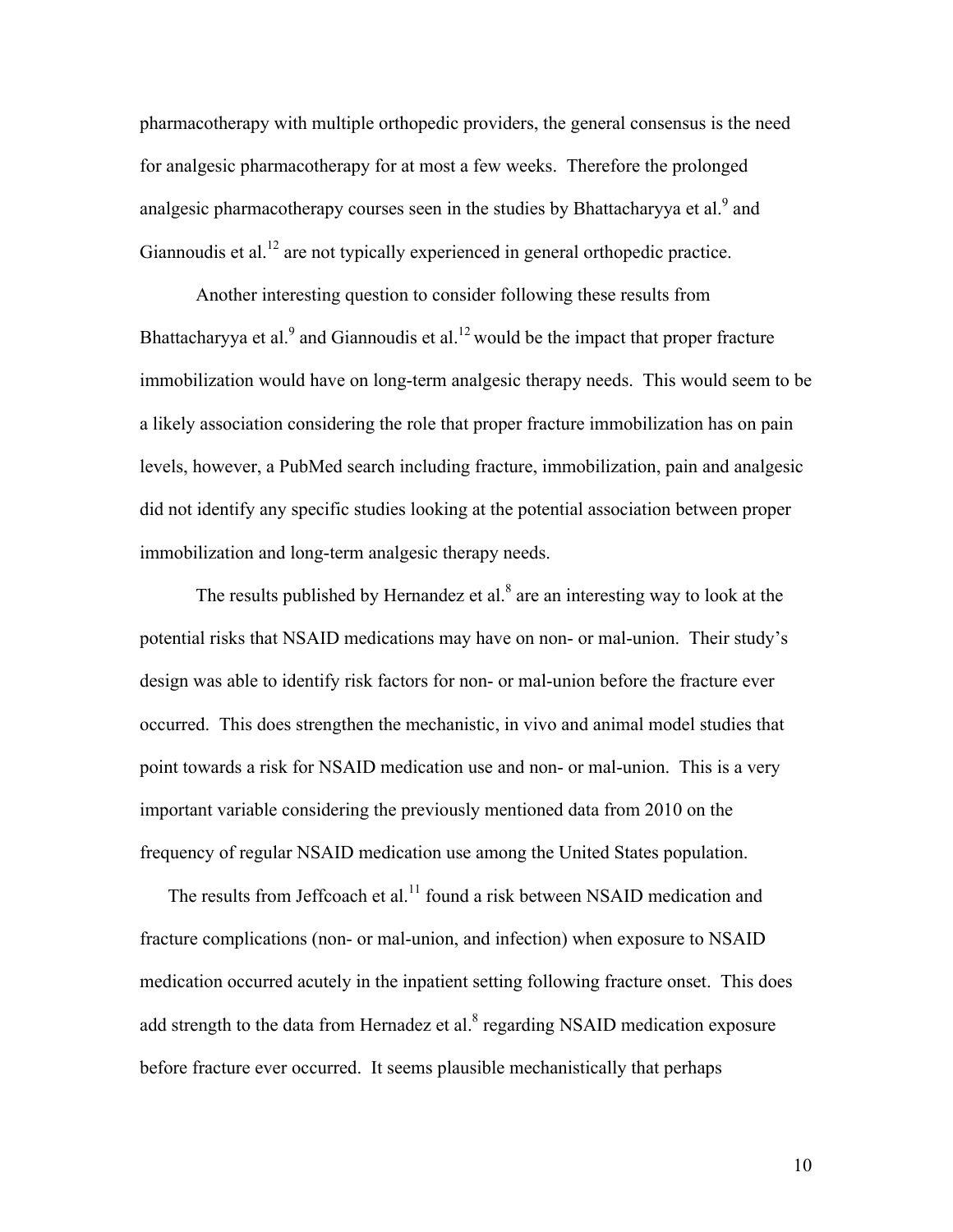pharmacotherapy with multiple orthopedic providers, the general consensus is the need for analgesic pharmacotherapy for at most a few weeks. Therefore the prolonged analgesic pharmacotherapy courses seen in the studies by Bhattacharyya et al.[9] and Giannoudis et al.[12] are not typically experienced in general orthopedic practice.

Another interesting question to consider following these results from Bhattacharyya et al.[9] and Giannoudis et al.[12] would be the impact that proper fracture immobilization would have on long-term analgesic therapy needs. This would seem to be a likely association considering the role that proper fracture immobilization has on pain levels, however, a PubMed search including fracture, immobilization, pain and analgesic did not identify any specific studies looking at the potential association between proper immobilization and long-term analgesic therapy needs.

The results published by Hernandez et al.[8] are an interesting way to look at the potential risks that NSAID medications may have on non- or mal-union. Their study's design was able to identify risk factors for non- or mal-union before the fracture ever occurred. This does strengthen the mechanistic, in vivo and animal model studies that point towards a risk for NSAID medication use and non- or mal-union. This is a very important variable considering the previously mentioned data from 2010 on the frequency of regular NSAID medication use among the United States population.

The results from Jeffcoach et al.[11] found a risk between NSAID medication and fracture complications (non- or mal-union, and infection) when exposure to NSAID medication occurred acutely in the inpatient setting following fracture onset. This does add strength to the data from Hernadez et al.[8] regarding NSAID medication exposure before fracture ever occurred. It seems plausible mechanistically that perhaps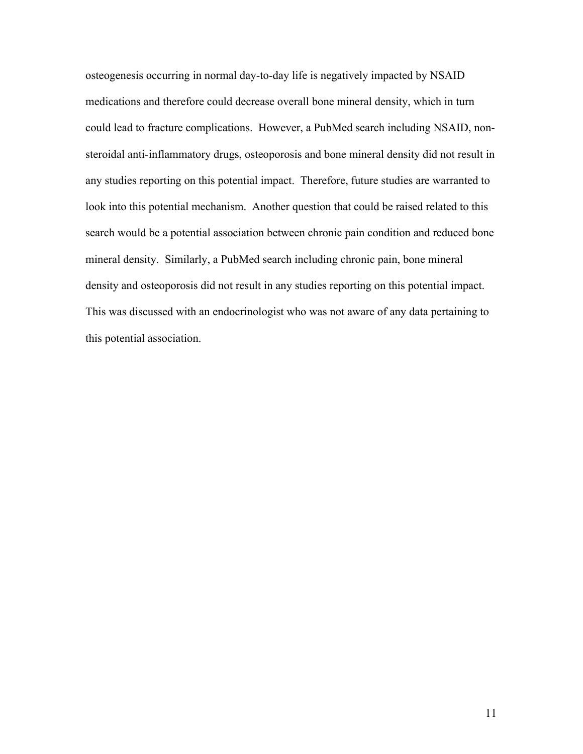osteogenesis occurring in normal day-to-day life is negatively impacted by NSAID medications and therefore could decrease overall bone mineral density, which in turn could lead to fracture complications. However, a PubMed search including NSAID, non-steroidal anti-inflammatory drugs, osteoporosis and bone mineral density did not result in any studies reporting on this potential impact. Therefore, future studies are warranted to look into this potential mechanism. Another question that could be raised related to this search would be a potential association between chronic pain condition and reduced bone mineral density. Similarly, a PubMed search including chronic pain, bone mineral density and osteoporosis did not result in any studies reporting on this potential impact. This was discussed with an endocrinologist who was not aware of any data pertaining to this potential association.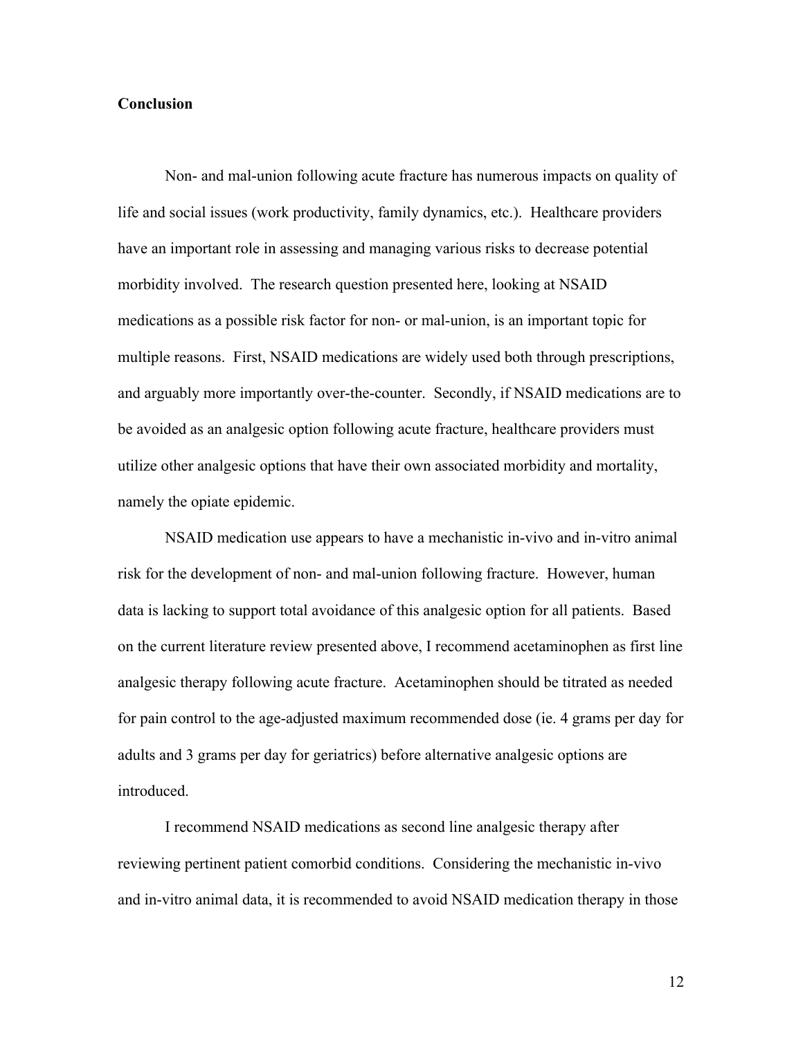**Conclusion**

Non- and mal-union following acute fracture has numerous impacts on quality of life and social issues (work productivity, family dynamics, etc.). Healthcare providers have an important role in assessing and managing various risks to decrease potential morbidity involved. The research question presented here, looking at NSAID medications as a possible risk factor for non- or mal-union, is an important topic for multiple reasons. First, NSAID medications are widely used both through prescriptions, and arguably more importantly over-the-counter. Secondly, if NSAID medications are to be avoided as an analgesic option following acute fracture, healthcare providers must utilize other analgesic options that have their own associated morbidity and mortality, namely the opiate epidemic.

NSAID medication use appears to have a mechanistic in-vivo and in-vitro animal risk for the development of non- and mal-union following fracture. However, human data is lacking to support total avoidance of this analgesic option for all patients. Based on the current literature review presented above, I recommend acetaminophen as first line analgesic therapy following acute fracture. Acetaminophen should be titrated as needed for pain control to the age-adjusted maximum recommended dose (ie. 4 grams per day for adults and 3 grams per day for geriatrics) before alternative analgesic options are introduced.

I recommend NSAID medications as second line analgesic therapy after reviewing pertinent patient comorbid conditions. Considering the mechanistic in-vivo and in-vitro animal data, it is recommended to avoid NSAID medication therapy in those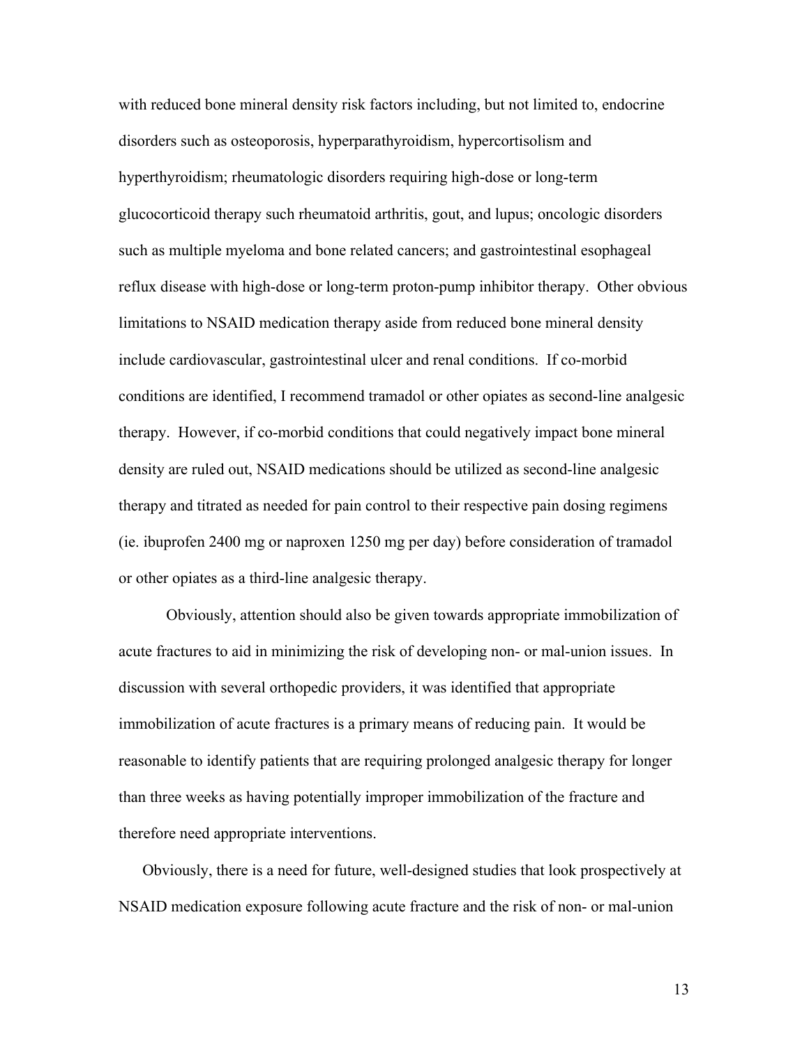with reduced bone mineral density risk factors including, but not limited to, endocrine disorders such as osteoporosis, hyperparathyroidism, hypercortisolism and hyperthyroidism; rheumatologic disorders requiring high-dose or long-term glucocorticoid therapy such rheumatoid arthritis, gout, and lupus; oncologic disorders such as multiple myeloma and bone related cancers; and gastrointestinal esophageal reflux disease with high-dose or long-term proton-pump inhibitor therapy. Other obvious limitations to NSAID medication therapy aside from reduced bone mineral density include cardiovascular, gastrointestinal ulcer and renal conditions. If co-morbid conditions are identified, I recommend tramadol or other opiates as second-line analgesic therapy. However, if co-morbid conditions that could negatively impact bone mineral density are ruled out, NSAID medications should be utilized as second-line analgesic therapy and titrated as needed for pain control to their respective pain dosing regimens (ie. ibuprofen 2400 mg or naproxen 1250 mg per day) before consideration of tramadol or other opiates as a third-line analgesic therapy.

Obviously, attention should also be given towards appropriate immobilization of acute fractures to aid in minimizing the risk of developing non- or mal-union issues. In discussion with several orthopedic providers, it was identified that appropriate immobilization of acute fractures is a primary means of reducing pain. It would be reasonable to identify patients that are requiring prolonged analgesic therapy for longer than three weeks as having potentially improper immobilization of the fracture and therefore need appropriate interventions.

Obviously, there is a need for future, well-designed studies that look prospectively at NSAID medication exposure following acute fracture and the risk of non- or mal-union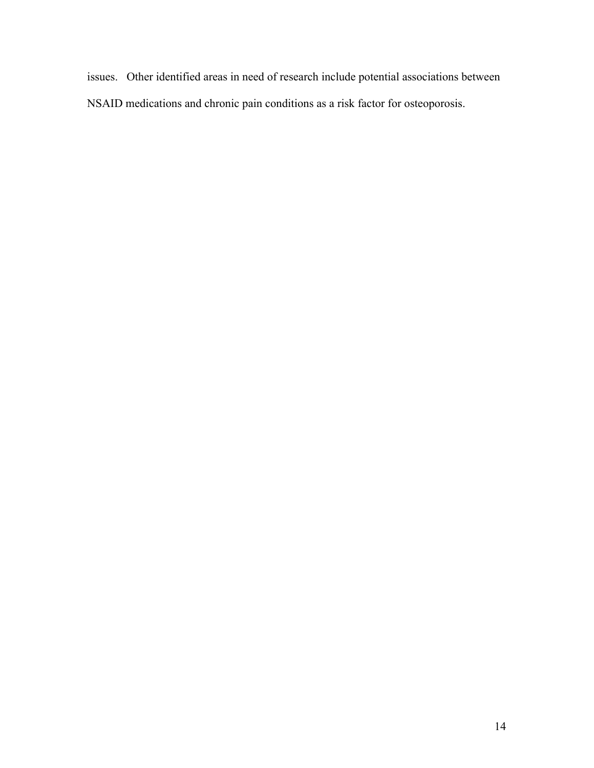issues. Other identified areas in need of research include potential associations between NSAID medications and chronic pain conditions as a risk factor for osteoporosis.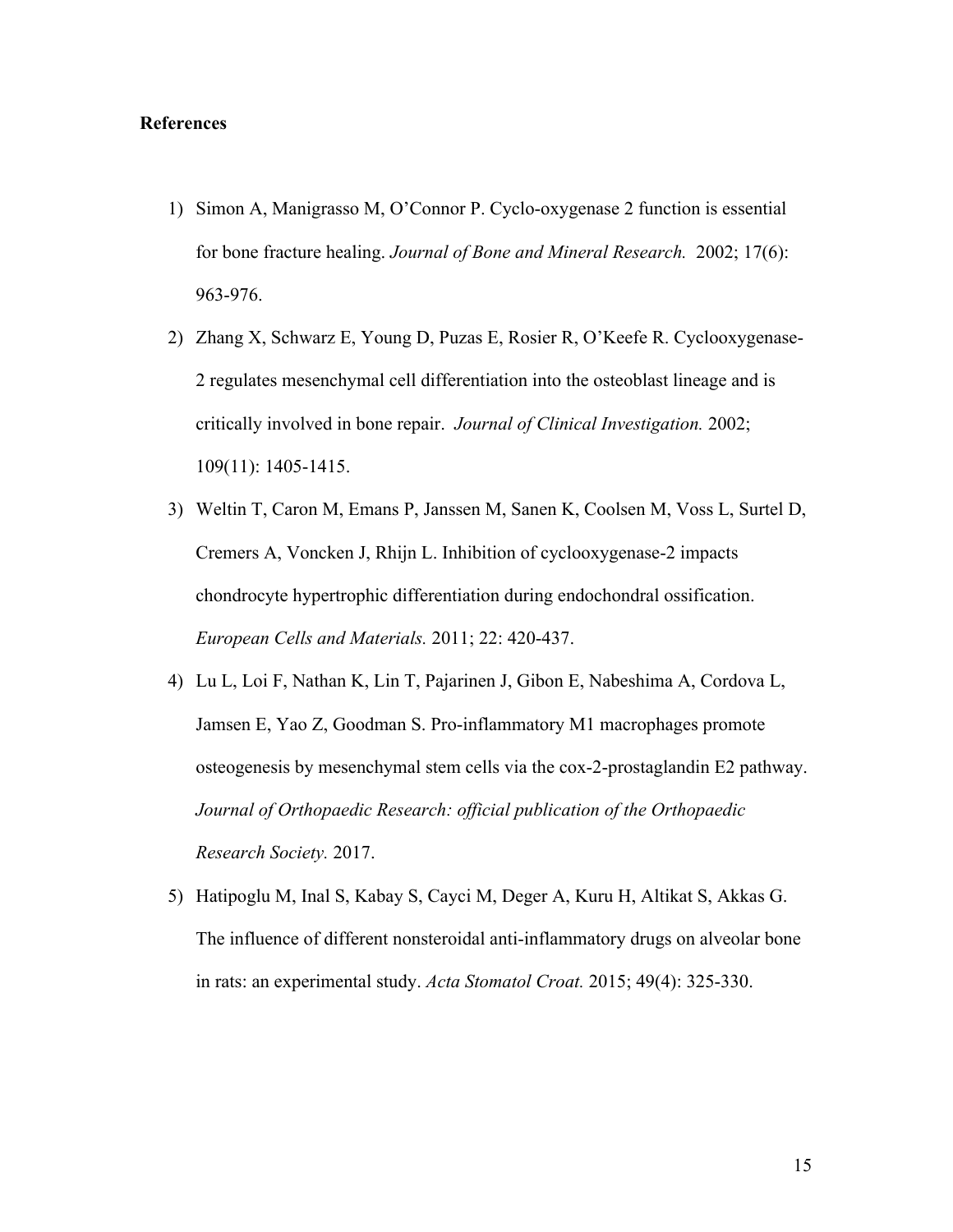**References**

1) Simon A, Manigrasso M, O'Connor P. Cyclo-oxygenase 2 function is essential for bone fracture healing. *Journal of Bone and Mineral Research.* 2002; 17(6): 963-976.
2) Zhang X, Schwarz E, Young D, Puzas E, Rosier R, O'Keefe R. Cyclooxygenase-2 regulates mesenchymal cell differentiation into the osteoblast lineage and is critically involved in bone repair. *Journal of Clinical Investigation.* 2002; 109(11): 1405-1415.
3) Weltin T, Caron M, Emans P, Janssen M, Sanen K, Coolsen M, Voss L, Surtel D, Cremers A, Voncken J, Rhijn L. Inhibition of cyclooxygenase-2 impacts chondrocyte hypertrophic differentiation during endochondral ossification. *European Cells and Materials.* 2011; 22: 420-437.
4) Lu L, Loi F, Nathan K, Lin T, Pajarinen J, Gibon E, Nabeshima A, Cordova L, Jamsen E, Yao Z, Goodman S. Pro-inflammatory M1 macrophages promote osteogenesis by mesenchymal stem cells via the cox-2-prostaglandin E2 pathway. *Journal of Orthopaedic Research: official publication of the Orthopaedic Research Society.* 2017.
5) Hatipoglu M, Inal S, Kabay S, Cayci M, Deger A, Kuru H, Altikat S, Akkas G. The influence of different nonsteroidal anti-inflammatory drugs on alveolar bone in rats: an experimental study. *Acta Stomatol Croat.* 2015; 49(4): 325-330.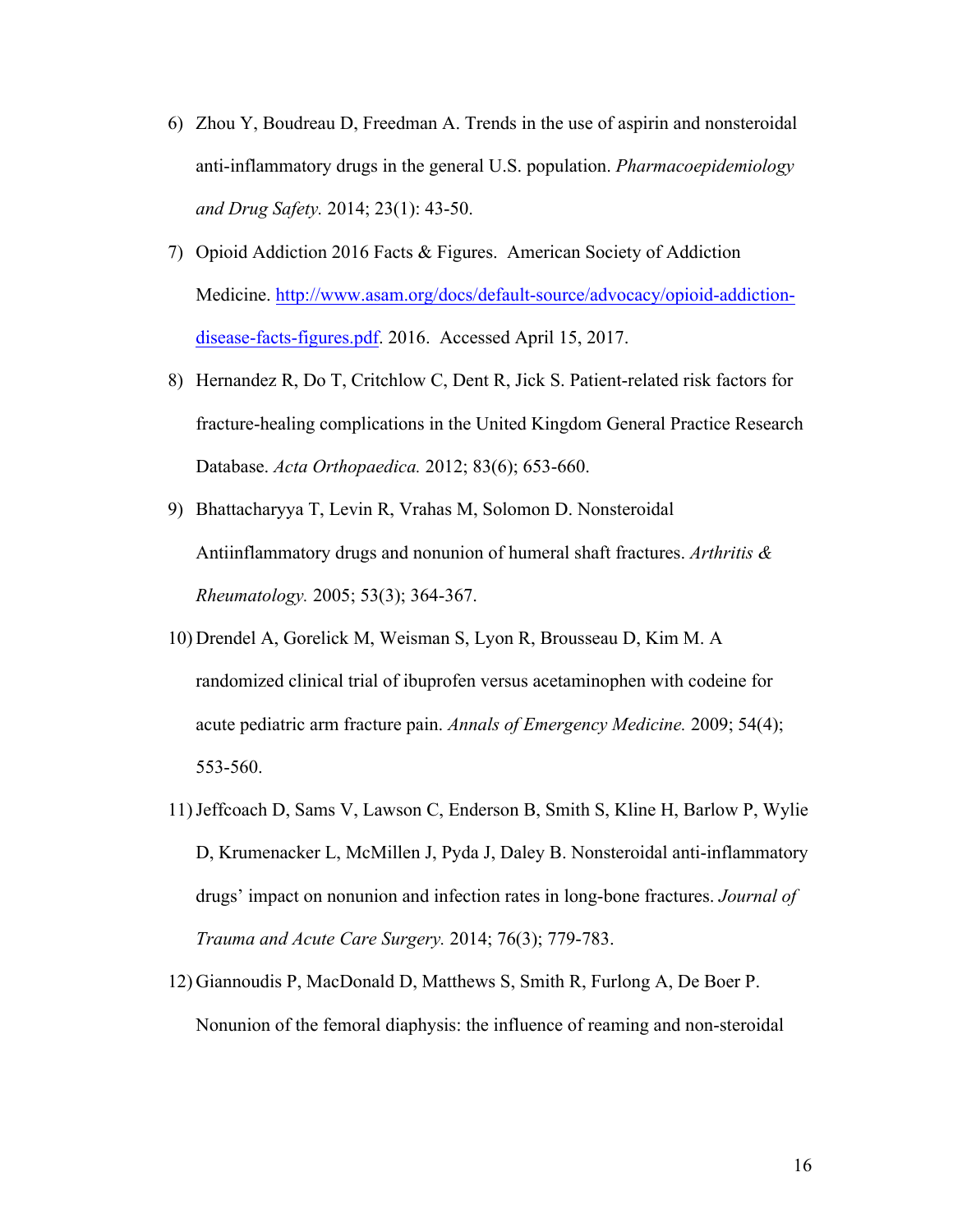6) Zhou Y, Boudreau D, Freedman A. Trends in the use of aspirin and nonsteroidal anti-inflammatory drugs in the general U.S. population. *Pharmacoepidemiology and Drug Safety.* 2014; 23(1): 43-50.

7) Opioid Addiction 2016 Facts & Figures. American Society of Addiction Medicine. [http://www.asam.org/docs/default-source/advocacy/opioid-addiction-disease-facts-figures.pdf](http://www.asam.org/docs/default-source/advocacy/opioid-addiction-disease-facts-figures.pdf). 2016. Accessed April 15, 2017.

8) Hernandez R, Do T, Critchlow C, Dent R, Jick S. Patient-related risk factors for fracture-healing complications in the United Kingdom General Practice Research Database. *Acta Orthopaedica.* 2012; 83(6); 653-660.

9) Bhattacharyya T, Levin R, Vrahas M, Solomon D. Nonsteroidal Antiinflammatory drugs and nonunion of humeral shaft fractures. *Arthritis & Rheumatology.* 2005; 53(3); 364-367.

10) Drendel A, Gorelick M, Weisman S, Lyon R, Brousseau D, Kim M. A randomized clinical trial of ibuprofen versus acetaminophen with codeine for acute pediatric arm fracture pain. *Annals of Emergency Medicine.* 2009; 54(4); 553-560.

11) Jeffcoach D, Sams V, Lawson C, Enderson B, Smith S, Kline H, Barlow P, Wylie D, Krumenacker L, McMillen J, Pyda J, Daley B. Nonsteroidal anti-inflammatory drugs' impact on nonunion and infection rates in long-bone fractures. *Journal of Trauma and Acute Care Surgery.* 2014; 76(3); 779-783.

12) Giannoudis P, MacDonald D, Matthews S, Smith R, Furlong A, De Boer P. Nonunion of the femoral diaphysis: the influence of reaming and non-steroidal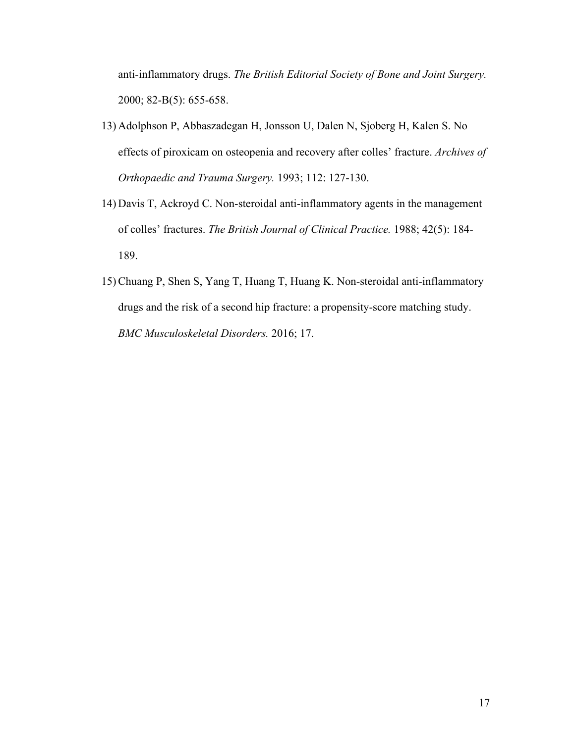anti-inflammatory drugs. *The British Editorial Society of Bone and Joint Surgery.* 2000; 82-B(5): 655-658.

13) Adolphson P, Abbaszadegan H, Jonsson U, Dalen N, Sjoberg H, Kalen S. No effects of piroxicam on osteopenia and recovery after colles' fracture. *Archives of Orthopaedic and Trauma Surgery.* 1993; 112: 127-130.
14) Davis T, Ackroyd C. Non-steroidal anti-inflammatory agents in the management of colles' fractures. *The British Journal of Clinical Practice.* 1988; 42(5): 184-189.
15) Chuang P, Shen S, Yang T, Huang T, Huang K. Non-steroidal anti-inflammatory drugs and the risk of a second hip fracture: a propensity-score matching study. *BMC Musculoskeletal Disorders.* 2016; 17.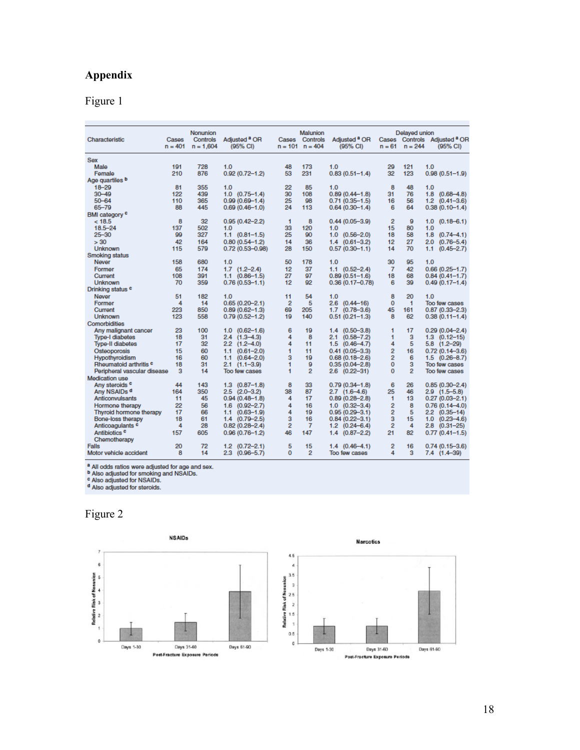# Appendix

Figure 1

| Characteristic | Nonunion Cases n = 401 | Nonunion Controls n = 1,604 | Nonunion Adjusted [a] OR (95% CI) | Malunion Cases n = 101 | Malunion Controls n = 404 | Malunion Adjusted [a] OR (95% CI) | Delayed union Cases n = 61 | Delayed union Controls n = 244 | Delayed union Adjusted [a] OR (95% CI) |
|---|---|---|---|---|---|---|---|---|---|
| Sex | | | | | | | | | |
| Male | 191 | 728 | 1.0 | 48 | 173 | 1.0 | 29 | 121 | 1.0 |
| Female | 210 | 876 | 0.92 (0.72–1.2) | 53 | 231 | 0.83 (0.51–1.4) | 32 | 123 | 0.98 (0.51–1.9) |
| Age quartiles [b] | | | | | | | | | |
| 18–29 | 81 | 355 | 1.0 | 22 | 85 | 1.0 | 8 | 48 | 1.0 |
| 30–49 | 122 | 439 | 1.0 (0.75–1.4) | 30 | 108 | 0.89 (0.44–1.8) | 31 | 76 | 1.8 (0.68–4.8) |
| 50–64 | 110 | 365 | 0.99 (0.69–1.4) | 25 | 98 | 0.71 (0.35–1.5) | 16 | 56 | 1.2 (0.41–3.6) |
| 65–79 | 88 | 445 | 0.69 (0.46–1.0) | 24 | 113 | 0.64 (0.30–1.4) | 6 | 64 | 0.38 (0.10–1.4) |
| BMI category [c] | | | | | | | | | |
| < 18.5 | 8 | 32 | 0.95 (0.42–2.2) | 1 | 8 | 0.44 (0.05–3.9) | 2 | 9 | 1.0 (0.18–6.1) |
| 18.5–24 | 137 | 502 | 1.0 | 33 | 120 | 1.0 | 15 | 80 | 1.0 |
| 25–30 | 99 | 327 | 1.1 (0.81–1.5) | 25 | 90 | 1.0 (0.56–2.0) | 18 | 58 | 1.8 (0.74–4.1) |
| > 30 | 42 | 164 | 0.80 (0.54–1.2) | 14 | 36 | 1.4 (0.61–3.2) | 12 | 27 | 2.0 (0.76–5.4) |
| Unknown | 115 | 579 | 0.72 (0.53–0.98) | 28 | 150 | 0.57 (0.30–1.1) | 14 | 70 | 1.1 (0.45–2.7) |
| Smoking status | | | | | | | | | |
| Never | 158 | 680 | 1.0 | 50 | 178 | 1.0 | 30 | 95 | 1.0 |
| Former | 65 | 174 | 1.7 (1.2–2.4) | 12 | 37 | 1.1 (0.52–2.4) | 7 | 42 | 0.66 (0.25–1.7) |
| Current | 108 | 391 | 1.1 (0.86–1.5) | 27 | 97 | 0.89 (0.51–1.6) | 18 | 68 | 0.84 (0.41–1.7) |
| Unknown | 70 | 359 | 0.76 (0.53–1.1) | 12 | 92 | 0.36 (0.17–0.78) | 6 | 39 | 0.49 (0.17–1.4) |
| Drinking status [c] | | | | | | | | | |
| Never | 51 | 182 | 1.0 | 11 | 54 | 1.0 | 8 | 20 | 1.0 |
| Former | 4 | 14 | 0.65 (0.20–2.1) | 2 | 5 | 2.6 (0.44–16) | 0 | 1 | Too few cases |
| Current | 223 | 850 | 0.89 (0.62–1.3) | 69 | 205 | 1.7 (0.78–3.6) | 45 | 161 | 0.87 (0.33–2.3) |
| Unknown | 123 | 558 | 0.79 (0.52–1.2) | 19 | 140 | 0.51 (0.21–1.3) | 8 | 62 | 0.38 (0.11–1.4) |
| Comorbidities | | | | | | | | | |
| Any malignant cancer | 23 | 100 | 1.0 (0.62–1.6) | 6 | 19 | 1.4 (0.50–3.8) | 1 | 17 | 0.29 (0.04–2.4) |
| Type-I diabetes | 18 | 31 | 2.4 (1.3–4.3) | 4 | 8 | 2.1 (0.58–7.2) | 1 | 3 | 1.3 (0.12–15) |
| Type-II diabetes | 17 | 32 | 2.2 (1.2–4.0) | 4 | 11 | 1.5 (0.46–4.7) | 4 | 5 | 5.8 (1.2–29) |
| Osteoporosis | 15 | 60 | 1.1 (0.61–2.0) | 1 | 11 | 0.41 (0.05–3.3) | 2 | 16 | 0.72 (0.14–3.6) |
| Hypothyroidism | 16 | 60 | 1.1 (0.64–2.0) | 3 | 19 | 0.68 (0.18–2.6) | 2 | 6 | 1.5 (0.26–8.7) |
| Rheumatoid arthritis [c] | 18 | 31 | 2.1 (1.1–3.9) | 1 | 9 | 0.35 (0.04–2.8) | 0 | 3 | Too few cases |
| Peripheral vascular disease | 3 | 14 | Too few cases | 1 | 2 | 2.6 (0.22–31) | 0 | 2 | Too few cases |
| Medication use | | | | | | | | | |
| Any steroids [c] | 44 | 143 | 1.3 (0.87–1.8) | 8 | 33 | 0.79 (0.34–1.8) | 6 | 26 | 0.85 (0.30–2.4) |
| Any NSAIDs [d] | 164 | 350 | 2.5 (2.0–3.2) | 38 | 87 | 2.7 (1.6–4.6) | 25 | 46 | 2.9 (1.5–5.8) |
| Anticonvulsants | 11 | 45 | 0.94 (0.48–1.8) | 4 | 17 | 0.89 (0.28–2.8) | 1 | 13 | 0.27 (0.03–2.1) |
| Hormone therapy | 22 | 56 | 1.6 (0.92–2.7) | 4 | 16 | 1.0 (0.32–3.4) | 2 | 8 | 0.76 (0.14–4.0) |
| Thyroid hormone therapy | 17 | 66 | 1.1 (0.63–1.9) | 4 | 19 | 0.95 (0.29–3.1) | 2 | 5 | 2.2 (0.35–14) |
| Bone-loss therapy | 18 | 61 | 1.4 (0.79–2.5) | 3 | 16 | 0.84 (0.22–3.1) | 3 | 15 | 1.0 (0.23–4.6) |
| Anticoagulants [c] | 4 | 28 | 0.82 (0.28–2.4) | 2 | 7 | 1.2 (0.24–6.4) | 2 | 4 | 2.8 (0.31–25) |
| Antibiotics [c] | 157 | 605 | 0.96 (0.76–1.2) | 46 | 147 | 1.4 (0.87–2.2) | 21 | 82 | 0.77 (0.41–1.5) |
| Chemotherapy | | | | | | | | | |
| Falls | 20 | 72 | 1.2 (0.72–2.1) | 5 | 15 | 1.4 (0.46–4.1) | 2 | 16 | 0.74 (0.15–3.6) |
| Motor vehicle accident | 8 | 14 | 2.3 (0.96–5.7) | 0 | 2 | Too few cases | 4 | 3 | 7.4 (1.4–39) |

[a] All odds ratios were adjusted for age and sex.
[b] Also adjusted for smoking and NSAIDs.
[c] Also adjusted for NSAIDs.
[d] Also adjusted for steroids.

Figure 2

NSAIDs

Relative Risk of Nonunion

0 1 2 3 4 5 6 7

Days 1-30 Days 31-60 Days 61-90

Post-Fracture Exposure Periods

Narcotics

Relative Risk of Nonunion

0 0.5 1 1.5 2 2.5 3 3.5 4 4.5

Days 1-30 Days 31-60 Days 61-90

Post-Fracture Exposure Periods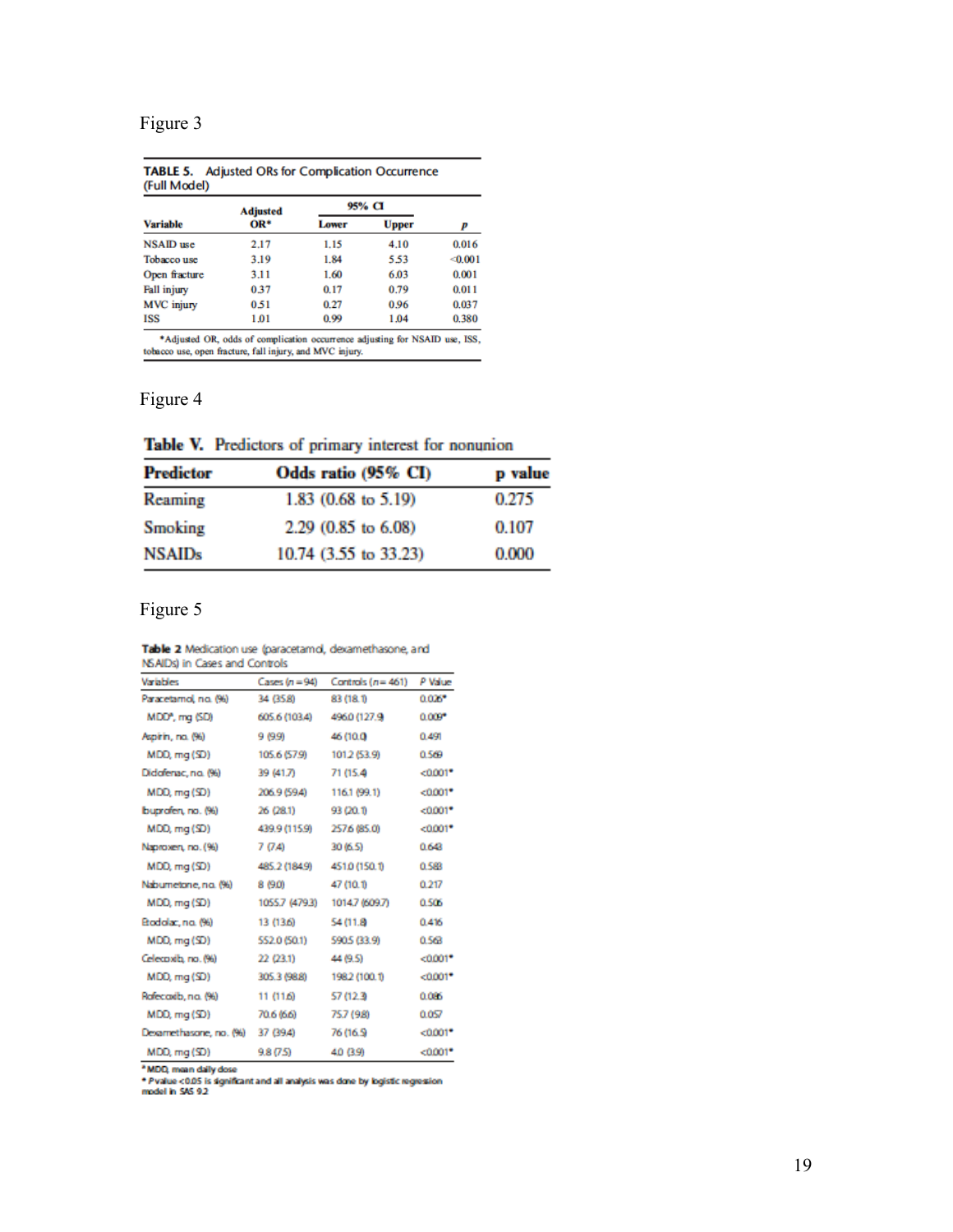Figure 3

**TABLE 5.** Adjusted ORs for Complication Occurrence (Full Model)

| Variable | Adjusted OR* | 95% CI Lower | 95% CI Upper | p |
|---|---|---|---|---|
| NSAID use | 2.17 | 1.15 | 4.10 | 0.016 |
| Tobacco use | 3.19 | 1.84 | 5.53 | <0.001 |
| Open fracture | 3.11 | 1.60 | 6.03 | 0.001 |
| Fall injury | 0.37 | 0.17 | 0.79 | 0.011 |
| MVC injury | 0.51 | 0.27 | 0.96 | 0.037 |
| ISS | 1.01 | 0.99 | 1.04 | 0.380 |

*Adjusted OR, odds of complication occurrence adjusting for NSAID use, ISS, tobacco use, open fracture, fall injury, and MVC injury.

Figure 4

**Table V.** Predictors of primary interest for nonunion

| Predictor | Odds ratio (95% CI) | p value |
|---|---|---|
| Reaming | 1.83 (0.68 to 5.19) | 0.275 |
| Smoking | 2.29 (0.85 to 6.08) | 0.107 |
| NSAIDs | 10.74 (3.55 to 33.23) | 0.000 |

Figure 5

**Table 2** Medication use (paracetamol, dexamethasone, and NSAIDs) in Cases and Controls

| Variables | Cases (n = 94) | Controls (n = 461) | P Value |
|---|---|---|---|
| Paracetamol, no. (%) | 34 (35.8) | 83 (18.1) | 0.026* |
| MDD*, mg (SD) | 605.6 (103.4) | 496.0 (127.9) | 0.009* |
| Aspirin, no. (%) | 9 (9.9) | 46 (10.0) | 0.491 |
| MDD, mg (SD) | 105.6 (57.9) | 101.2 (53.9) | 0.569 |
| Diclofenac, no. (%) | 39 (41.7) | 71 (15.4) | <0.001* |
| MDD, mg (SD) | 206.9 (59.4) | 116.1 (99.1) | <0.001* |
| Ibuprofen, no. (%) | 26 (28.1) | 93 (20.1) | <0.001* |
| MDD, mg (SD) | 439.9 (115.9) | 257.6 (85.0) | <0.001* |
| Naproxen, no. (%) | 7 (7.4) | 30 (6.5) | 0.648 |
| MDD, mg (SD) | 485.2 (184.9) | 451.0 (150.1) | 0.588 |
| Nabumetone, no. (%) | 8 (9.0) | 47 (10.1) | 0.217 |
| MDD, mg (SD) | 1055.7 (479.3) | 1014.7 (609.7) | 0.506 |
| Etodolac, no. (%) | 13 (13.6) | 54 (11.8) | 0.416 |
| MDD, mg (SD) | 552.0 (50.1) | 590.5 (33.9) | 0.563 |
| Celecoxib, no. (%) | 22 (23.1) | 44 (9.5) | <0.001* |
| MDD, mg (SD) | 305.3 (98.8) | 198.2 (100.1) | <0.001* |
| Rofecoxib, no. (%) | 11 (11.6) | 57 (12.3) | 0.086 |
| MDD, mg (SD) | 70.6 (6.6) | 75.7 (9.8) | 0.057 |
| Dexamethasone, no. (%) | 37 (39.4) | 76 (16.5) | <0.001* |
| MDD, mg (SD) | 9.8 (7.5) | 4.0 (3.9) | <0.001* |

* MDD, mean daily dose

* P value <0.05 is significant and all analysis was done by logistic regression model in SAS 9.2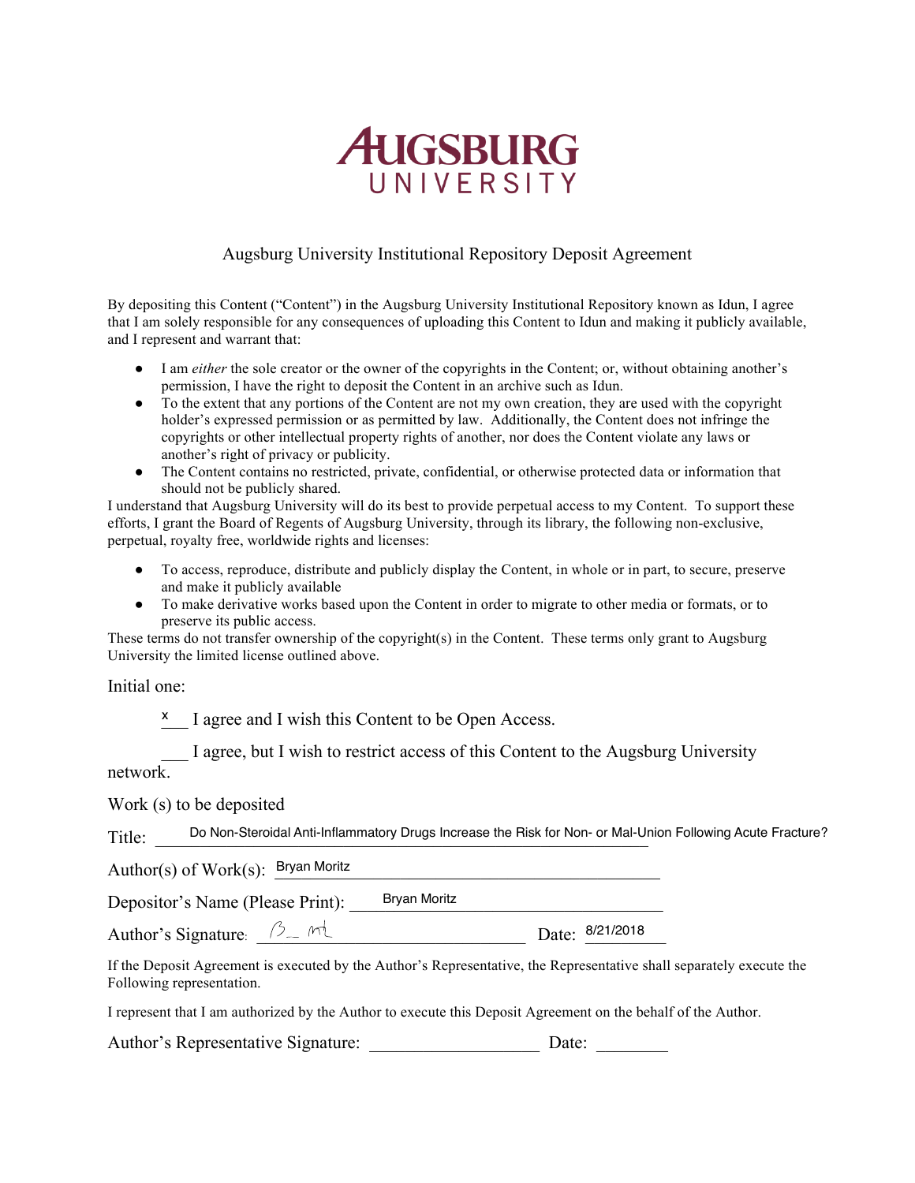# AUGSBURG UNIVERSITY

## Augsburg University Institutional Repository Deposit Agreement

By depositing this Content ("Content") in the Augsburg University Institutional Repository known as Idun, I agree that I am solely responsible for any consequences of uploading this Content to Idun and making it publicly available, and I represent and warrant that:

- I am *either* the sole creator or the owner of the copyrights in the Content; or, without obtaining another's permission, I have the right to deposit the Content in an archive such as Idun.
- To the extent that any portions of the Content are not my own creation, they are used with the copyright holder's expressed permission or as permitted by law. Additionally, the Content does not infringe the copyrights or other intellectual property rights of another, nor does the Content violate any laws or another's right of privacy or publicity.
- The Content contains no restricted, private, confidential, or otherwise protected data or information that should not be publicly shared.

I understand that Augsburg University will do its best to provide perpetual access to my Content. To support these efforts, I grant the Board of Regents of Augsburg University, through its library, the following non-exclusive, perpetual, royalty free, worldwide rights and licenses:

- To access, reproduce, distribute and publicly display the Content, in whole or in part, to secure, preserve and make it publicly available
- To make derivative works based upon the Content in order to migrate to other media or formats, or to preserve its public access.

These terms do not transfer ownership of the copyright(s) in the Content. These terms only grant to Augsburg University the limited license outlined above.

Initial one:

x I agree and I wish this Content to be Open Access.

___ I agree, but I wish to restrict access of this Content to the Augsburg University network.

Work (s) to be deposited

Title: Do Non-Steroidal Anti-Inflammatory Drugs Increase the Risk for Non- or Mal-Union Following Acute Fracture?

Author(s) of Work(s): Bryan Moritz

Depositor's Name (Please Print): Bryan Moritz

Author's Signature: B. Mt Date: 8/21/2018

If the Deposit Agreement is executed by the Author's Representative, the Representative shall separately execute the Following representation.

I represent that I am authorized by the Author to execute this Deposit Agreement on the behalf of the Author.

Author's Representative Signature: ___________________ Date: ________